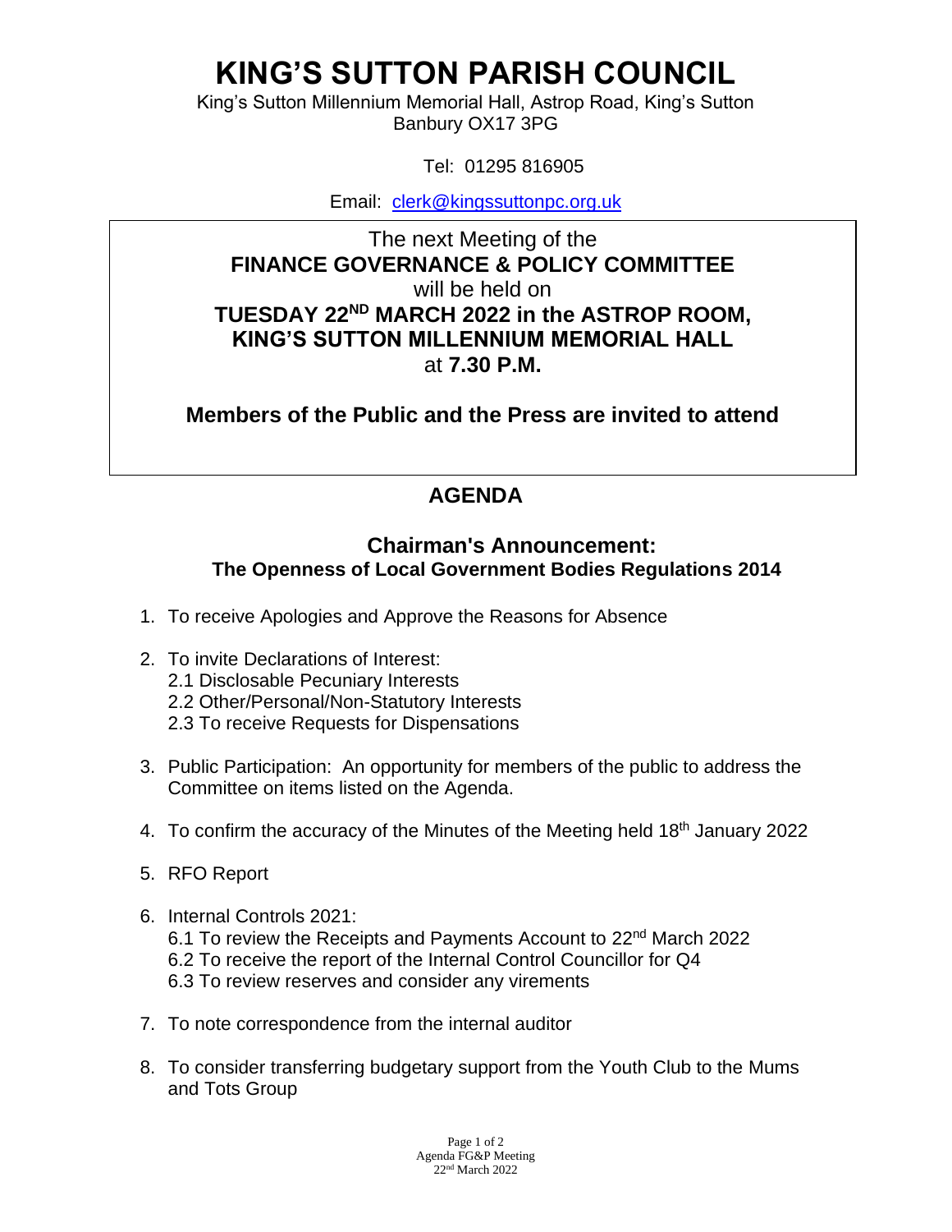# KING'S SUTTON PARISH COUNCIL

King's Sutton Millennium Memorial Hall, Astrop Road, King's Sutton
Banbury OX17 3PG

Tel: 01295 816905

Email: clerk@kingssuttonpc.org.uk

The next Meeting of the
**FINANCE GOVERNANCE & POLICY COMMITTEE**
will be held on
**TUESDAY 22ND MARCH 2022 in the ASTROP ROOM, KING'S SUTTON MILLENNIUM MEMORIAL HALL**
at **7.30 P.M.**

**Members of the Public and the Press are invited to attend**

## AGENDA

### Chairman's Announcement:
**The Openness of Local Government Bodies Regulations 2014**

1. To receive Apologies and Approve the Reasons for Absence

2. To invite Declarations of Interest:
   2.1 Disclosable Pecuniary Interests
   2.2 Other/Personal/Non-Statutory Interests
   2.3 To receive Requests for Dispensations

3. Public Participation: An opportunity for members of the public to address the Committee on items listed on the Agenda.

4. To confirm the accuracy of the Minutes of the Meeting held 18th January 2022

5. RFO Report

6. Internal Controls 2021:
   6.1 To review the Receipts and Payments Account to 22nd March 2022
   6.2 To receive the report of the Internal Control Councillor for Q4
   6.3 To review reserves and consider any virements

7. To note correspondence from the internal auditor

8. To consider transferring budgetary support from the Youth Club to the Mums and Tots Group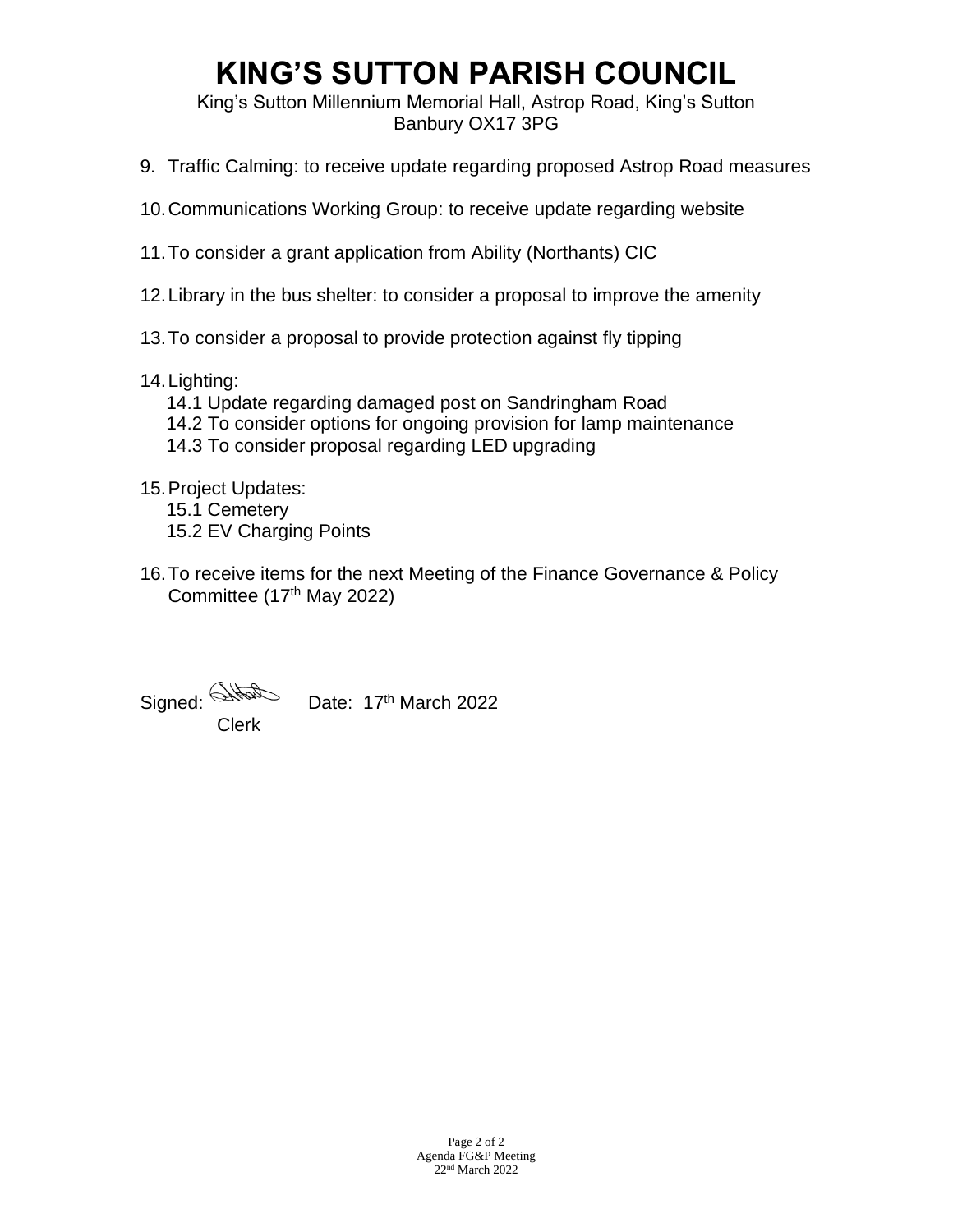# KING'S SUTTON PARISH COUNCIL

King's Sutton Millennium Memorial Hall, Astrop Road, King's Sutton
Banbury OX17 3PG

9. Traffic Calming: to receive update regarding proposed Astrop Road measures

10. Communications Working Group: to receive update regarding website

11. To consider a grant application from Ability (Northants) CIC

12. Library in the bus shelter: to consider a proposal to improve the amenity

13. To consider a proposal to provide protection against fly tipping

14. Lighting:
    - 14.1 Update regarding damaged post on Sandringham Road
    - 14.2 To consider options for ongoing provision for lamp maintenance
    - 14.3 To consider proposal regarding LED upgrading

15. Project Updates:
    - 15.1 Cemetery
    - 15.2 EV Charging Points

16. To receive items for the next Meeting of the Finance Governance & Policy Committee (17th May 2022)

Signed: [signature] Date: 17th March 2022
Clerk